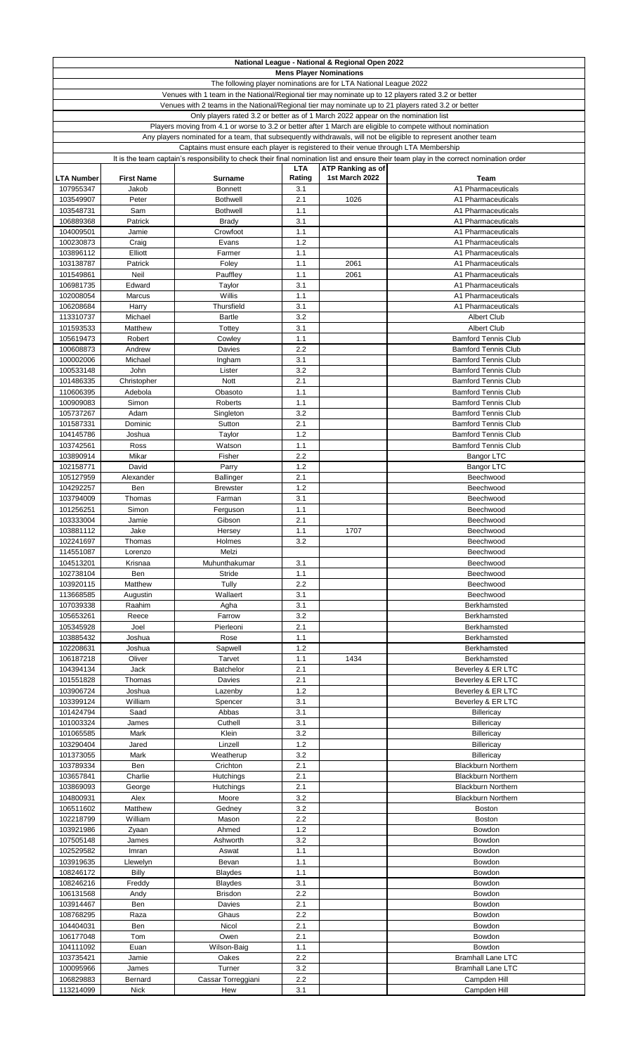# National League - National & Regional Open 2022

## Mens Player Nominations

The following player nominations are for LTA National League 2022

Venues with 1 team in the National/Regional tier may nominate up to 12 players rated 3.2 or better

Venues with 2 teams in the National/Regional tier may nominate up to 21 players rated 3.2 or better

Only players rated 3.2 or better as of 1 March 2022 appear on the nomination list

Players moving from 4.1 or worse to 3.2 or better after 1 March are eligible to compete without nomination

Any players nominated for a team, that subsequently withdrawals, will not be eligible to represent another team

Captains must ensure each player is registered to their venue through LTA Membership

It is the team captain's responsibility to check their final nomination list and ensure their team play in the correct nomination order

| LTA Number | First Name | Surname | LTA Rating | ATP Ranking as of 1st March 2022 | Team |
|---|---|---|---|---|---|
| 107955347 | Jakob | Bonnett | 3.1 | | A1 Pharmaceuticals |
| 103549907 | Peter | Bothwell | 2.1 | 1026 | A1 Pharmaceuticals |
| 103548731 | Sam | Bothwell | 1.1 | | A1 Pharmaceuticals |
| 106889368 | Patrick | Brady | 3.1 | | A1 Pharmaceuticals |
| 104009501 | Jamie | Crowfoot | 1.1 | | A1 Pharmaceuticals |
| 100230873 | Craig | Evans | 1.2 | | A1 Pharmaceuticals |
| 103896112 | Elliott | Farmer | 1.1 | | A1 Pharmaceuticals |
| 103138787 | Patrick | Foley | 1.1 | 2061 | A1 Pharmaceuticals |
| 101549861 | Neil | Pauffley | 1.1 | 2061 | A1 Pharmaceuticals |
| 106981735 | Edward | Taylor | 3.1 | | A1 Pharmaceuticals |
| 102008054 | Marcus | Willis | 1.1 | | A1 Pharmaceuticals |
| 106208684 | Harry | Thursfield | 3.1 | | A1 Pharmaceuticals |
| 113310737 | Michael | Bartle | 3.2 | | Albert Club |
| 101593533 | Matthew | Tottey | 3.1 | | Albert Club |
| 105619473 | Robert | Cowley | 1.1 | | Bamford Tennis Club |
| 100608873 | Andrew | Davies | 2.2 | | Bamford Tennis Club |
| 100002006 | Michael | Ingham | 3.1 | | Bamford Tennis Club |
| 100533148 | John | Lister | 3.2 | | Bamford Tennis Club |
| 101486335 | Christopher | Nott | 2.1 | | Bamford Tennis Club |
| 110606395 | Adebola | Obasoto | 1.1 | | Bamford Tennis Club |
| 100909083 | Simon | Roberts | 1.1 | | Bamford Tennis Club |
| 105737267 | Adam | Singleton | 3.2 | | Bamford Tennis Club |
| 101587331 | Dominic | Sutton | 2.1 | | Bamford Tennis Club |
| 104145786 | Joshua | Taylor | 1.2 | | Bamford Tennis Club |
| 103742561 | Ross | Watson | 1.1 | | Bamford Tennis Club |
| 103890914 | Mikar | Fisher | 2.2 | | Bangor LTC |
| 102158771 | David | Parry | 1.2 | | Bangor LTC |
| 105127959 | Alexander | Ballinger | 2.1 | | Beechwood |
| 104292257 | Ben | Brewster | 1.2 | | Beechwood |
| 103794009 | Thomas | Farman | 3.1 | | Beechwood |
| 101256251 | Simon | Ferguson | 1.1 | | Beechwood |
| 103333004 | Jamie | Gibson | 2.1 | | Beechwood |
| 103881112 | Jake | Hersey | 1.1 | 1707 | Beechwood |
| 102241697 | Thomas | Holmes | 3.2 | | Beechwood |
| 114551087 | Lorenzo | Melzi | | | Beechwood |
| 104513201 | Krisnaa | Muhunthakumar | 3.1 | | Beechwood |
| 102738104 | Ben | Stride | 1.1 | | Beechwood |
| 103920115 | Matthew | Tully | 2.2 | | Beechwood |
| 113668585 | Augustin | Wallaert | 3.1 | | Beechwood |
| 107039338 | Raahim | Agha | 3.1 | | Berkhamsted |
| 105653261 | Reece | Farrow | 3.2 | | Berkhamsted |
| 105345928 | Joel | Pierleoni | 2.1 | | Berkhamsted |
| 103885432 | Joshua | Rose | 1.1 | | Berkhamsted |
| 102208631 | Joshua | Sapwell | 1.2 | | Berkhamsted |
| 106187218 | Oliver | Tarvet | 1.1 | 1434 | Berkhamsted |
| 104394134 | Jack | Batchelor | 2.1 | | Beverley & ER LTC |
| 101551828 | Thomas | Davies | 2.1 | | Beverley & ER LTC |
| 103906724 | Joshua | Lazenby | 1.2 | | Beverley & ER LTC |
| 103399124 | William | Spencer | 3.1 | | Beverley & ER LTC |
| 101424794 | Saad | Abbas | 3.1 | | Billericay |
| 101003324 | James | Cuthell | 3.1 | | Billericay |
| 101065585 | Mark | Klein | 3.2 | | Billericay |
| 103290404 | Jared | Linzell | 1.2 | | Billericay |
| 101373055 | Mark | Weatherup | 3.2 | | Billericay |
| 103789334 | Ben | Crichton | 2.1 | | Blackburn Northern |
| 103657841 | Charlie | Hutchings | 2.1 | | Blackburn Northern |
| 103869093 | George | Hutchings | 2.1 | | Blackburn Northern |
| 104800931 | Alex | Moore | 3.2 | | Blackburn Northern |
| 106511602 | Matthew | Gedney | 3.2 | | Boston |
| 102218799 | William | Mason | 2.2 | | Boston |
| 103921986 | Zyaan | Ahmed | 1.2 | | Bowdon |
| 107505148 | James | Ashworth | 3.2 | | Bowdon |
| 102529582 | Imran | Aswat | 1.1 | | Bowdon |
| 103919635 | Llewelyn | Bevan | 1.1 | | Bowdon |
| 108246172 | Billy | Blaydes | 1.1 | | Bowdon |
| 108246216 | Freddy | Blaydes | 3.1 | | Bowdon |
| 106131568 | Andy | Brisdon | 2.2 | | Bowdon |
| 103914467 | Ben | Davies | 2.1 | | Bowdon |
| 108768295 | Raza | Ghaus | 2.2 | | Bowdon |
| 104404031 | Ben | Nicol | 2.1 | | Bowdon |
| 106177048 | Tom | Owen | 2.1 | | Bowdon |
| 104111092 | Euan | Wilson-Baig | 1.1 | | Bowdon |
| 103735421 | Jamie | Oakes | 2.2 | | Bramhall Lane LTC |
| 100095966 | James | Turner | 3.2 | | Bramhall Lane LTC |
| 106829883 | Bernard | Cassar Torreggiani | 2.2 | | Campden Hill |
| 113214099 | Nick | Hew | 3.1 | | Campden Hill |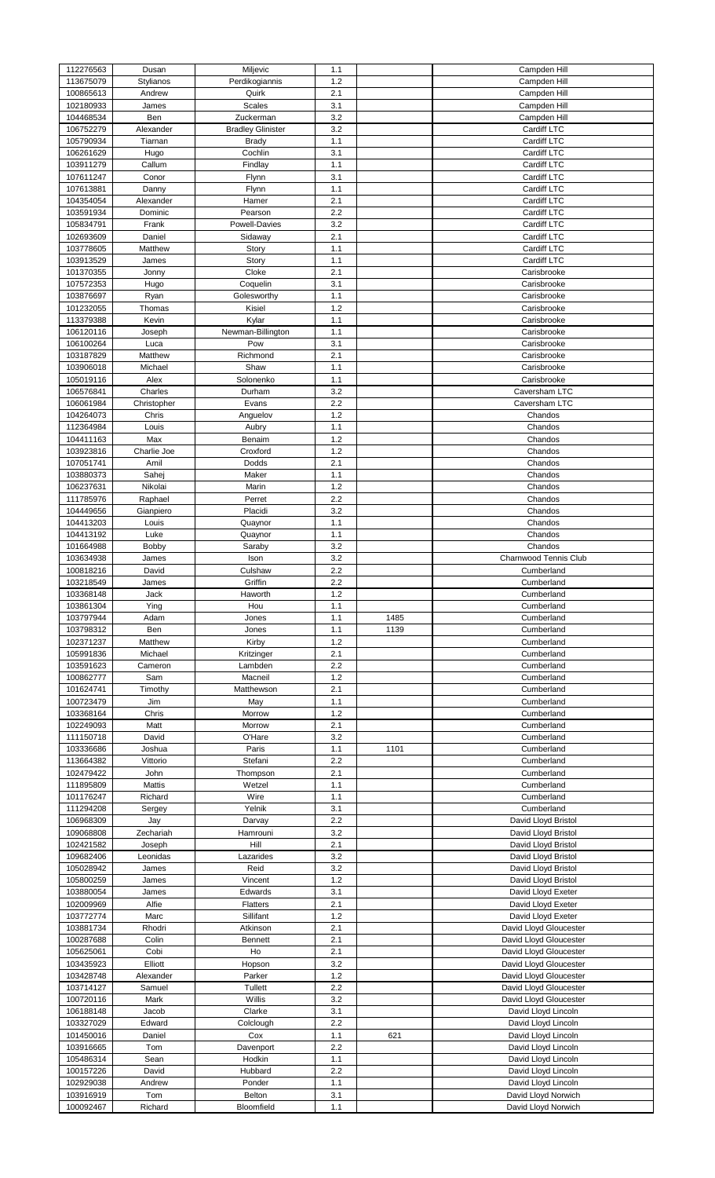| 112276563 | Dusan | Miljevic | 1.1 | | Campden Hill |
|---|---|---|---|---|---|
| 113675079 | Stylianos | Perdikogiannis | 1.2 | | Campden Hill |
| 100865613 | Andrew | Quirk | 2.1 | | Campden Hill |
| 102180933 | James | Scales | 3.1 | | Campden Hill |
| 104468534 | Ben | Zuckerman | 3.2 | | Campden Hill |
| 106752279 | Alexander | Bradley Glinister | 3.2 | | Cardiff LTC |
| 105790934 | Tiarnan | Brady | 1.1 | | Cardiff LTC |
| 106261629 | Hugo | Cochlin | 3.1 | | Cardiff LTC |
| 103911279 | Callum | Findlay | 1.1 | | Cardiff LTC |
| 107611247 | Conor | Flynn | 3.1 | | Cardiff LTC |
| 107613881 | Danny | Flynn | 1.1 | | Cardiff LTC |
| 104354054 | Alexander | Hamer | 2.1 | | Cardiff LTC |
| 103591934 | Dominic | Pearson | 2.2 | | Cardiff LTC |
| 105834791 | Frank | Powell-Davies | 3.2 | | Cardiff LTC |
| 102693609 | Daniel | Sidaway | 2.1 | | Cardiff LTC |
| 103778605 | Matthew | Story | 1.1 | | Cardiff LTC |
| 103913529 | James | Story | 1.1 | | Cardiff LTC |
| 101370355 | Jonny | Cloke | 2.1 | | Carisbrooke |
| 107572353 | Hugo | Coquelin | 3.1 | | Carisbrooke |
| 103876697 | Ryan | Golesworthy | 1.1 | | Carisbrooke |
| 101232055 | Thomas | Kisiel | 1.2 | | Carisbrooke |
| 113379388 | Kevin | Kylar | 1.1 | | Carisbrooke |
| 106120116 | Joseph | Newman-Billington | 1.1 | | Carisbrooke |
| 106100264 | Luca | Pow | 3.1 | | Carisbrooke |
| 103187829 | Matthew | Richmond | 2.1 | | Carisbrooke |
| 103906018 | Michael | Shaw | 1.1 | | Carisbrooke |
| 105019116 | Alex | Solonenko | 1.1 | | Carisbrooke |
| 106576841 | Charles | Durham | 3.2 | | Caversham LTC |
| 106061984 | Christopher | Evans | 2.2 | | Caversham LTC |
| 104264073 | Chris | Anguelov | 1.2 | | Chandos |
| 112364984 | Louis | Aubry | 1.1 | | Chandos |
| 104411163 | Max | Benaim | 1.2 | | Chandos |
| 103923816 | Charlie Joe | Croxford | 1.2 | | Chandos |
| 107051741 | Amil | Dodds | 2.1 | | Chandos |
| 103880373 | Sahej | Maker | 1.1 | | Chandos |
| 106237631 | Nikolai | Marin | 1.2 | | Chandos |
| 111785976 | Raphael | Perret | 2.2 | | Chandos |
| 104449656 | Gianpiero | Placidi | 3.2 | | Chandos |
| 104413203 | Louis | Quaynor | 1.1 | | Chandos |
| 104413192 | Luke | Quaynor | 1.1 | | Chandos |
| 101664988 | Bobby | Saraby | 3.2 | | Chandos |
| 103634938 | James | Ison | 3.2 | | Charnwood Tennis Club |
| 100818216 | David | Culshaw | 2.2 | | Cumberland |
| 103218549 | James | Griffin | 2.2 | | Cumberland |
| 103368148 | Jack | Haworth | 1.2 | | Cumberland |
| 103861304 | Ying | Hou | 1.1 | | Cumberland |
| 103797944 | Adam | Jones | 1.1 | 1485 | Cumberland |
| 103798312 | Ben | Jones | 1.1 | 1139 | Cumberland |
| 102371237 | Matthew | Kirby | 1.2 | | Cumberland |
| 105991836 | Michael | Kritzinger | 2.1 | | Cumberland |
| 103591623 | Cameron | Lambden | 2.2 | | Cumberland |
| 100862777 | Sam | Macneil | 1.2 | | Cumberland |
| 101624741 | Timothy | Matthewson | 2.1 | | Cumberland |
| 100723479 | Jim | May | 1.1 | | Cumberland |
| 103368164 | Chris | Morrow | 1.2 | | Cumberland |
| 102249093 | Matt | Morrow | 2.1 | | Cumberland |
| 111150718 | David | O'Hare | 3.2 | | Cumberland |
| 103336686 | Joshua | Paris | 1.1 | 1101 | Cumberland |
| 113664382 | Vittorio | Stefani | 2.2 | | Cumberland |
| 102479422 | John | Thompson | 2.1 | | Cumberland |
| 111895809 | Mattis | Wetzel | 1.1 | | Cumberland |
| 101176247 | Richard | Wire | 1.1 | | Cumberland |
| 111294208 | Sergey | Yelnik | 3.1 | | Cumberland |
| 106968309 | Jay | Darvay | 2.2 | | David Lloyd Bristol |
| 109068808 | Zechariah | Hamrouni | 3.2 | | David Lloyd Bristol |
| 102421582 | Joseph | Hill | 2.1 | | David Lloyd Bristol |
| 109682406 | Leonidas | Lazarides | 3.2 | | David Lloyd Bristol |
| 105028942 | James | Reid | 3.2 | | David Lloyd Bristol |
| 105800259 | James | Vincent | 1.2 | | David Lloyd Bristol |
| 103880054 | James | Edwards | 3.1 | | David Lloyd Exeter |
| 102009969 | Alfie | Flatters | 2.1 | | David Lloyd Exeter |
| 103772774 | Marc | Sillifant | 1.2 | | David Lloyd Exeter |
| 103881734 | Rhodri | Atkinson | 2.1 | | David Lloyd Gloucester |
| 100287688 | Colin | Bennett | 2.1 | | David Lloyd Gloucester |
| 105625061 | Cobi | Ho | 2.1 | | David Lloyd Gloucester |
| 103435923 | Elliott | Hopson | 3.2 | | David Lloyd Gloucester |
| 103428748 | Alexander | Parker | 1.2 | | David Lloyd Gloucester |
| 103714127 | Samuel | Tullett | 2.2 | | David Lloyd Gloucester |
| 100720116 | Mark | Willis | 3.2 | | David Lloyd Gloucester |
| 106188148 | Jacob | Clarke | 3.1 | | David Lloyd Lincoln |
| 103327029 | Edward | Colclough | 2.2 | | David Lloyd Lincoln |
| 101450016 | Daniel | Cox | 1.1 | 621 | David Lloyd Lincoln |
| 103916665 | Tom | Davenport | 2.2 | | David Lloyd Lincoln |
| 105486314 | Sean | Hodkin | 1.1 | | David Lloyd Lincoln |
| 100157226 | David | Hubbard | 2.2 | | David Lloyd Lincoln |
| 102929038 | Andrew | Ponder | 1.1 | | David Lloyd Lincoln |
| 103916919 | Tom | Belton | 3.1 | | David Lloyd Norwich |
| 100092467 | Richard | Bloomfield | 1.1 | | David Lloyd Norwich |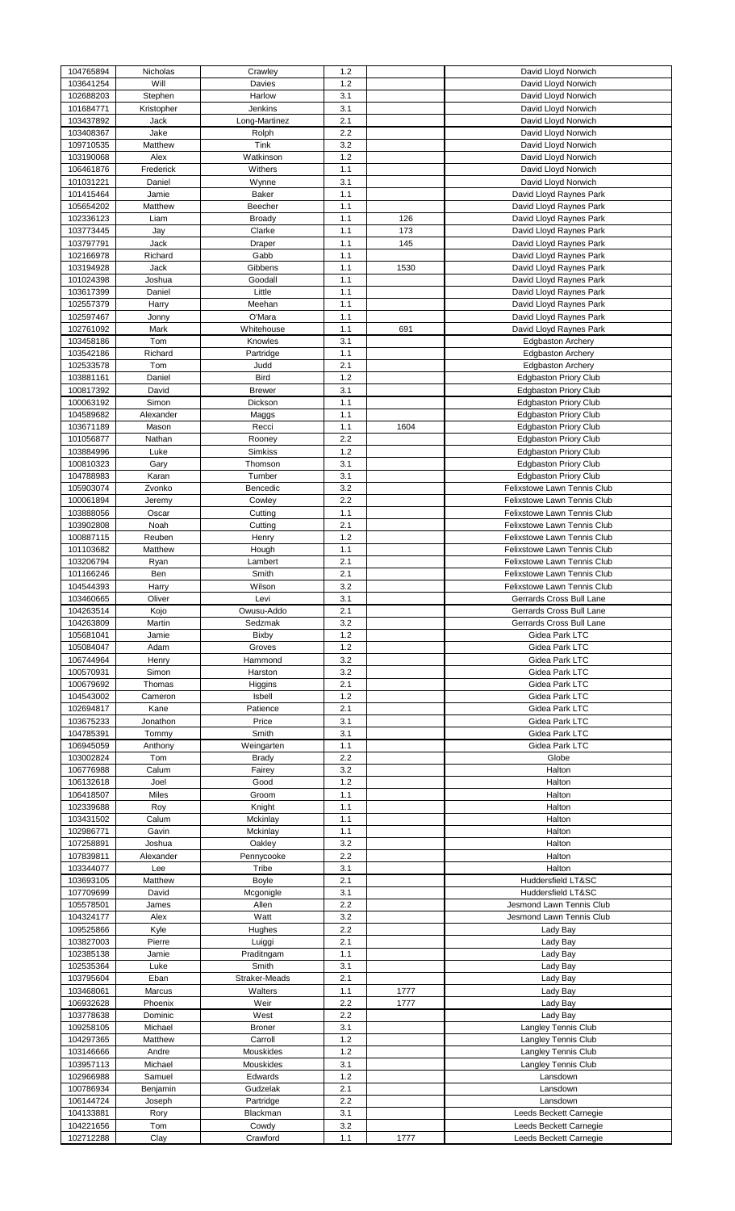| | | | | | |
|---|---|---|---|---|---|
| 104765894 | Nicholas | Crawley | 1.2 | | David Lloyd Norwich |
| 103641254 | Will | Davies | 1.2 | | David Lloyd Norwich |
| 102688203 | Stephen | Harlow | 3.1 | | David Lloyd Norwich |
| 101684771 | Kristopher | Jenkins | 3.1 | | David Lloyd Norwich |
| 103437892 | Jack | Long-Martinez | 2.1 | | David Lloyd Norwich |
| 103408367 | Jake | Rolph | 2.2 | | David Lloyd Norwich |
| 109710535 | Matthew | Tink | 3.2 | | David Lloyd Norwich |
| 103190068 | Alex | Watkinson | 1.2 | | David Lloyd Norwich |
| 106461876 | Frederick | Withers | 1.1 | | David Lloyd Norwich |
| 101031221 | Daniel | Wynne | 3.1 | | David Lloyd Norwich |
| 101415464 | Jamie | Baker | 1.1 | | David Lloyd Raynes Park |
| 105654202 | Matthew | Beecher | 1.1 | | David Lloyd Raynes Park |
| 102336123 | Liam | Broady | 1.1 | 126 | David Lloyd Raynes Park |
| 103773445 | Jay | Clarke | 1.1 | 173 | David Lloyd Raynes Park |
| 103797791 | Jack | Draper | 1.1 | 145 | David Lloyd Raynes Park |
| 102166978 | Richard | Gabb | 1.1 | | David Lloyd Raynes Park |
| 103194928 | Jack | Gibbens | 1.1 | 1530 | David Lloyd Raynes Park |
| 101024398 | Joshua | Goodall | 1.1 | | David Lloyd Raynes Park |
| 103617399 | Daniel | Little | 1.1 | | David Lloyd Raynes Park |
| 102557379 | Harry | Meehan | 1.1 | | David Lloyd Raynes Park |
| 102597467 | Jonny | O'Mara | 1.1 | | David Lloyd Raynes Park |
| 102761092 | Mark | Whitehouse | 1.1 | 691 | David Lloyd Raynes Park |
| 103458186 | Tom | Knowles | 3.1 | | Edgbaston Archery |
| 103542186 | Richard | Partridge | 1.1 | | Edgbaston Archery |
| 102533578 | Tom | Judd | 2.1 | | Edgbaston Archery |
| 103881161 | Daniel | Bird | 1.2 | | Edgbaston Priory Club |
| 100817392 | David | Brewer | 3.1 | | Edgbaston Priory Club |
| 100063192 | Simon | Dickson | 1.1 | | Edgbaston Priory Club |
| 104589682 | Alexander | Maggs | 1.1 | | Edgbaston Priory Club |
| 103671189 | Mason | Recci | 1.1 | 1604 | Edgbaston Priory Club |
| 101056877 | Nathan | Rooney | 2.2 | | Edgbaston Priory Club |
| 103884996 | Luke | Simkiss | 1.2 | | Edgbaston Priory Club |
| 100810323 | Gary | Thomson | 3.1 | | Edgbaston Priory Club |
| 104788983 | Karan | Tumber | 3.1 | | Edgbaston Priory Club |
| 105903074 | Zvonko | Bencedic | 3.2 | | Felixstowe Lawn Tennis Club |
| 100061894 | Jeremy | Cowley | 2.2 | | Felixstowe Lawn Tennis Club |
| 103888056 | Oscar | Cutting | 1.1 | | Felixstowe Lawn Tennis Club |
| 103902808 | Noah | Cutting | 2.1 | | Felixstowe Lawn Tennis Club |
| 100887115 | Reuben | Henry | 1.2 | | Felixstowe Lawn Tennis Club |
| 101103682 | Matthew | Hough | 1.1 | | Felixstowe Lawn Tennis Club |
| 103206794 | Ryan | Lambert | 2.1 | | Felixstowe Lawn Tennis Club |
| 101166246 | Ben | Smith | 2.1 | | Felixstowe Lawn Tennis Club |
| 104544393 | Harry | Wilson | 3.2 | | Felixstowe Lawn Tennis Club |
| 103460665 | Oliver | Levi | 3.1 | | Gerrards Cross Bull Lane |
| 104263514 | Kojo | Owusu-Addo | 2.1 | | Gerrards Cross Bull Lane |
| 104263809 | Martin | Sedzmak | 3.2 | | Gerrards Cross Bull Lane |
| 105681041 | Jamie | Bixby | 1.2 | | Gidea Park LTC |
| 105084047 | Adam | Groves | 1.2 | | Gidea Park LTC |
| 106744964 | Henry | Hammond | 3.2 | | Gidea Park LTC |
| 100570931 | Simon | Harston | 3.2 | | Gidea Park LTC |
| 100679692 | Thomas | Higgins | 2.1 | | Gidea Park LTC |
| 104543002 | Cameron | Isbell | 1.2 | | Gidea Park LTC |
| 102694817 | Kane | Patience | 2.1 | | Gidea Park LTC |
| 103675233 | Jonathon | Price | 3.1 | | Gidea Park LTC |
| 104785391 | Tommy | Smith | 3.1 | | Gidea Park LTC |
| 106945059 | Anthony | Weingarten | 1.1 | | Gidea Park LTC |
| 103002824 | Tom | Brady | 2.2 | | Globe |
| 106776988 | Calum | Fairey | 3.2 | | Halton |
| 106132618 | Joel | Good | 1.2 | | Halton |
| 106418507 | Miles | Groom | 1.1 | | Halton |
| 102339688 | Roy | Knight | 1.1 | | Halton |
| 103431502 | Calum | Mckinlay | 1.1 | | Halton |
| 102986771 | Gavin | Mckinlay | 1.1 | | Halton |
| 107258891 | Joshua | Oakley | 3.2 | | Halton |
| 107839811 | Alexander | Pennycooke | 2.2 | | Halton |
| 103344077 | Lee | Tribe | 3.1 | | Halton |
| 103693105 | Matthew | Boyle | 2.1 | | Huddersfield LT&SC |
| 107709699 | David | Mcgonigle | 3.1 | | Huddersfield LT&SC |
| 105578501 | James | Allen | 2.2 | | Jesmond Lawn Tennis Club |
| 104324177 | Alex | Watt | 3.2 | | Jesmond Lawn Tennis Club |
| 109525866 | Kyle | Hughes | 2.2 | | Lady Bay |
| 103827003 | Pierre | Luiggi | 2.1 | | Lady Bay |
| 102385138 | Jamie | Praditngam | 1.1 | | Lady Bay |
| 102535364 | Luke | Smith | 3.1 | | Lady Bay |
| 103795604 | Eban | Straker-Meads | 2.1 | | Lady Bay |
| 103468061 | Marcus | Walters | 1.1 | 1777 | Lady Bay |
| 106932628 | Phoenix | Weir | 2.2 | 1777 | Lady Bay |
| 103778638 | Dominic | West | 2.2 | | Lady Bay |
| 109258105 | Michael | Broner | 3.1 | | Langley Tennis Club |
| 104297365 | Matthew | Carroll | 1.2 | | Langley Tennis Club |
| 103146666 | Andre | Mouskides | 1.2 | | Langley Tennis Club |
| 103957113 | Michael | Mouskides | 3.1 | | Langley Tennis Club |
| 102966988 | Samuel | Edwards | 1.2 | | Lansdown |
| 100786934 | Benjamin | Gudzelak | 2.1 | | Lansdown |
| 106144724 | Joseph | Partridge | 2.2 | | Lansdown |
| 104133881 | Rory | Blackman | 3.1 | | Leeds Beckett Carnegie |
| 104221656 | Tom | Cowdy | 3.2 | | Leeds Beckett Carnegie |
| 102712288 | Clay | Crawford | 1.1 | 1777 | Leeds Beckett Carnegie |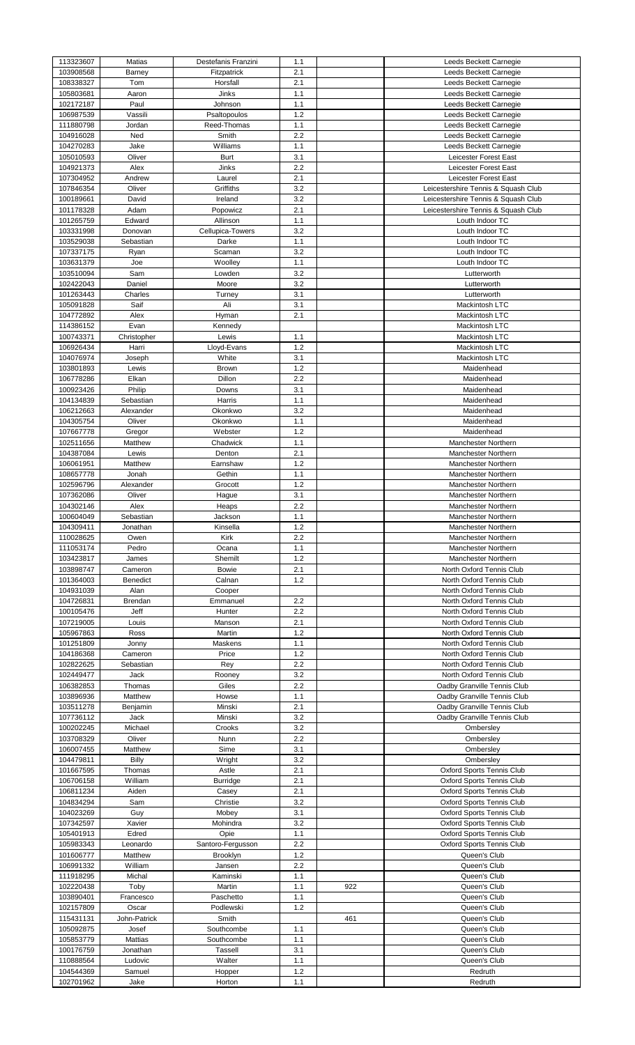| | | | | | |
|---|---|---|---|---|---|
| 113323607 | Matias | Destefanis Franzini | 1.1 | | Leeds Beckett Carnegie |
| 103908568 | Barney | Fitzpatrick | 2.1 | | Leeds Beckett Carnegie |
| 108338327 | Tom | Horsfall | 2.1 | | Leeds Beckett Carnegie |
| 105803681 | Aaron | Jinks | 1.1 | | Leeds Beckett Carnegie |
| 102172187 | Paul | Johnson | 1.1 | | Leeds Beckett Carnegie |
| 106987539 | Vassili | Psaltopoulos | 1.2 | | Leeds Beckett Carnegie |
| 111880798 | Jordan | Reed-Thomas | 1.1 | | Leeds Beckett Carnegie |
| 104916028 | Ned | Smith | 2.2 | | Leeds Beckett Carnegie |
| 104270283 | Jake | Williams | 1.1 | | Leeds Beckett Carnegie |
| 105010593 | Oliver | Burt | 3.1 | | Leicester Forest East |
| 104921373 | Alex | Jinks | 2.2 | | Leicester Forest East |
| 107304952 | Andrew | Laurel | 2.1 | | Leicester Forest East |
| 107846354 | Oliver | Griffiths | 3.2 | | Leicestershire Tennis & Squash Club |
| 100189661 | David | Ireland | 3.2 | | Leicestershire Tennis & Squash Club |
| 101178328 | Adam | Popowicz | 2.1 | | Leicestershire Tennis & Squash Club |
| 101265759 | Edward | Allinson | 1.1 | | Louth Indoor TC |
| 103331998 | Donovan | Cellupica-Towers | 3.2 | | Louth Indoor TC |
| 103529038 | Sebastian | Darke | 1.1 | | Louth Indoor TC |
| 107337175 | Ryan | Scaman | 3.2 | | Louth Indoor TC |
| 103631379 | Joe | Woolley | 1.1 | | Louth Indoor TC |
| 103510094 | Sam | Lowden | 3.2 | | Lutterworth |
| 102422043 | Daniel | Moore | 3.2 | | Lutterworth |
| 101263443 | Charles | Turney | 3.1 | | Lutterworth |
| 105091828 | Saif | Ali | 3.1 | | Mackintosh LTC |
| 104772892 | Alex | Hyman | 2.1 | | Mackintosh LTC |
| 114386152 | Evan | Kennedy | | | Mackintosh LTC |
| 100743371 | Christopher | Lewis | 1.1 | | Mackintosh LTC |
| 106926434 | Harri | Lloyd-Evans | 1.2 | | Mackintosh LTC |
| 104076974 | Joseph | White | 3.1 | | Mackintosh LTC |
| 103801893 | Lewis | Brown | 1.2 | | Maidenhead |
| 106778286 | Elkan | Dillon | 2.2 | | Maidenhead |
| 100923426 | Philip | Downs | 3.1 | | Maidenhead |
| 104134839 | Sebastian | Harris | 1.1 | | Maidenhead |
| 106212663 | Alexander | Okonkwo | 3.2 | | Maidenhead |
| 104305754 | Oliver | Okonkwo | 1.1 | | Maidenhead |
| 107667778 | Gregor | Webster | 1.2 | | Maidenhead |
| 102511656 | Matthew | Chadwick | 1.1 | | Manchester Northern |
| 104387084 | Lewis | Denton | 2.1 | | Manchester Northern |
| 106061951 | Matthew | Earnshaw | 1.2 | | Manchester Northern |
| 108657778 | Jonah | Gethin | 1.1 | | Manchester Northern |
| 102596796 | Alexander | Grocott | 1.2 | | Manchester Northern |
| 107362086 | Oliver | Hague | 3.1 | | Manchester Northern |
| 104302146 | Alex | Heaps | 2.2 | | Manchester Northern |
| 100604049 | Sebastian | Jackson | 1.1 | | Manchester Northern |
| 104309411 | Jonathan | Kinsella | 1.2 | | Manchester Northern |
| 110028625 | Owen | Kirk | 2.2 | | Manchester Northern |
| 111053174 | Pedro | Ocana | 1.1 | | Manchester Northern |
| 103423817 | James | Shemilt | 1.2 | | Manchester Northern |
| 103898747 | Cameron | Bowie | 2.1 | | North Oxford Tennis Club |
| 101364003 | Benedict | Calnan | 1.2 | | North Oxford Tennis Club |
| 104931039 | Alan | Cooper | | | North Oxford Tennis Club |
| 104726831 | Brendan | Emmanuel | 2.2 | | North Oxford Tennis Club |
| 100105476 | Jeff | Hunter | 2.2 | | North Oxford Tennis Club |
| 107219005 | Louis | Manson | 2.1 | | North Oxford Tennis Club |
| 105967863 | Ross | Martin | 1.2 | | North Oxford Tennis Club |
| 101251809 | Jonny | Maskens | 1.1 | | North Oxford Tennis Club |
| 104186368 | Cameron | Price | 1.2 | | North Oxford Tennis Club |
| 102822625 | Sebastian | Rey | 2.2 | | North Oxford Tennis Club |
| 102449477 | Jack | Rooney | 3.2 | | North Oxford Tennis Club |
| 106382853 | Thomas | Giles | 2.2 | | Oadby Granville Tennis Club |
| 103896936 | Matthew | Howse | 1.1 | | Oadby Granville Tennis Club |
| 103511278 | Benjamin | Minski | 2.1 | | Oadby Granville Tennis Club |
| 107736112 | Jack | Minski | 3.2 | | Oadby Granville Tennis Club |
| 100202245 | Michael | Crooks | 3.2 | | Ombersley |
| 103708329 | Oliver | Nunn | 2.2 | | Ombersley |
| 106007455 | Matthew | Sime | 3.1 | | Ombersley |
| 104479811 | Billy | Wright | 3.2 | | Ombersley |
| 101667595 | Thomas | Astle | 2.1 | | Oxford Sports Tennis Club |
| 106706158 | William | Burridge | 2.1 | | Oxford Sports Tennis Club |
| 106811234 | Aiden | Casey | 2.1 | | Oxford Sports Tennis Club |
| 104834294 | Sam | Christie | 3.2 | | Oxford Sports Tennis Club |
| 104023269 | Guy | Mobey | 3.1 | | Oxford Sports Tennis Club |
| 107342597 | Xavier | Mohindra | 3.2 | | Oxford Sports Tennis Club |
| 105401913 | Edred | Opie | 1.1 | | Oxford Sports Tennis Club |
| 105983343 | Leonardo | Santoro-Fergusson | 2.2 | | Oxford Sports Tennis Club |
| 101606777 | Matthew | Brooklyn | 1.2 | | Queen's Club |
| 106991332 | William | Jansen | 2.2 | | Queen's Club |
| 111918295 | Michal | Kaminski | 1.1 | | Queen's Club |
| 102220438 | Toby | Martin | 1.1 | 922 | Queen's Club |
| 103890401 | Francesco | Paschetto | 1.1 | | Queen's Club |
| 102157809 | Oscar | Podlewski | 1.2 | | Queen's Club |
| 115431131 | John-Patrick | Smith | | 461 | Queen's Club |
| 105092875 | Josef | Southcombe | 1.1 | | Queen's Club |
| 105853779 | Mattias | Southcombe | 1.1 | | Queen's Club |
| 100176759 | Jonathan | Tassell | 3.1 | | Queen's Club |
| 110888564 | Ludovic | Walter | 1.1 | | Queen's Club |
| 104544369 | Samuel | Hopper | 1.2 | | Redruth |
| 102701962 | Jake | Horton | 1.1 | | Redruth |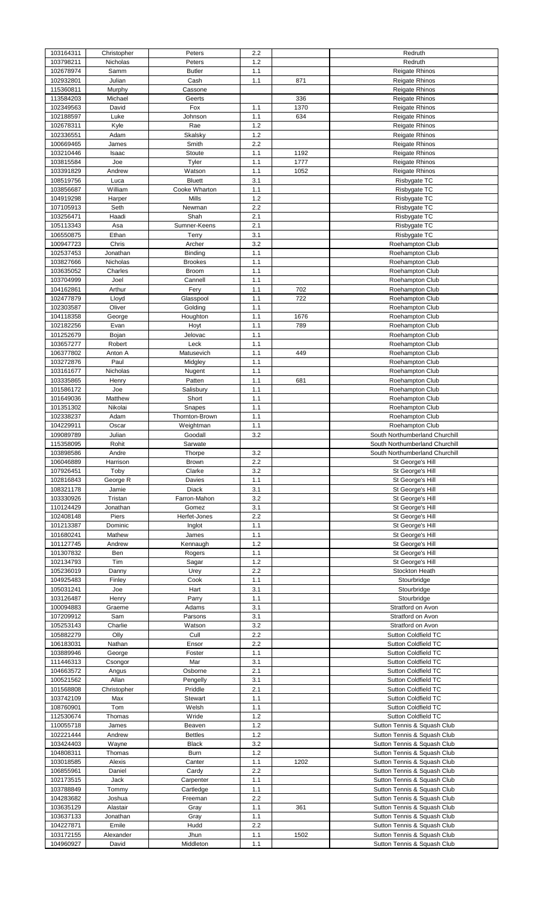| | | | | | |
|---|---|---|---|---|---|
| 103164311 | Christopher | Peters | 2.2 | | Redruth |
| 103798211 | Nicholas | Peters | 1.2 | | Redruth |
| 102678974 | Samm | Butler | 1.1 | | Reigate Rhinos |
| 102932801 | Julian | Cash | 1.1 | 871 | Reigate Rhinos |
| 115360811 | Murphy | Cassone | | | Reigate Rhinos |
| 113584203 | Michael | Geerts | | 336 | Reigate Rhinos |
| 102349563 | David | Fox | 1.1 | 1370 | Reigate Rhinos |
| 102188597 | Luke | Johnson | 1.1 | 634 | Reigate Rhinos |
| 102678311 | Kyle | Rae | 1.2 | | Reigate Rhinos |
| 102336551 | Adam | Skalsky | 1.2 | | Reigate Rhinos |
| 100669465 | James | Smith | 2.2 | | Reigate Rhinos |
| 103210446 | Isaac | Stoute | 1.1 | 1192 | Reigate Rhinos |
| 103815584 | Joe | Tyler | 1.1 | 1777 | Reigate Rhinos |
| 103391829 | Andrew | Watson | 1.1 | 1052 | Reigate Rhinos |
| 108519756 | Luca | Bluett | 3.1 | | Risbygate TC |
| 103856687 | William | Cooke Wharton | 1.1 | | Risbygate TC |
| 104919298 | Harper | Mills | 1.2 | | Risbygate TC |
| 107105913 | Seth | Newman | 2.2 | | Risbygate TC |
| 103256471 | Haadi | Shah | 2.1 | | Risbygate TC |
| 105113343 | Asa | Sumner-Keens | 2.1 | | Risbygate TC |
| 106550875 | Ethan | Terry | 3.1 | | Risbygate TC |
| 100947723 | Chris | Archer | 3.2 | | Roehampton Club |
| 102537453 | Jonathan | Binding | 1.1 | | Roehampton Club |
| 103827666 | Nicholas | Brookes | 1.1 | | Roehampton Club |
| 103635052 | Charles | Broom | 1.1 | | Roehampton Club |
| 103704999 | Joel | Cannell | 1.1 | | Roehampton Club |
| 104162861 | Arthur | Fery | 1.1 | 702 | Roehampton Club |
| 102477879 | Lloyd | Glasspool | 1.1 | 722 | Roehampton Club |
| 102303587 | Oliver | Golding | 1.1 | | Roehampton Club |
| 104118358 | George | Houghton | 1.1 | 1676 | Roehampton Club |
| 102182256 | Evan | Hoyt | 1.1 | 789 | Roehampton Club |
| 101252679 | Bojan | Jelovac | 1.1 | | Roehampton Club |
| 103657277 | Robert | Leck | 1.1 | | Roehampton Club |
| 106377802 | Anton A | Matusevich | 1.1 | 449 | Roehampton Club |
| 103272876 | Paul | Midgley | 1.1 | | Roehampton Club |
| 103161677 | Nicholas | Nugent | 1.1 | | Roehampton Club |
| 103335865 | Henry | Patten | 1.1 | 681 | Roehampton Club |
| 101586172 | Joe | Salisbury | 1.1 | | Roehampton Club |
| 101649036 | Matthew | Short | 1.1 | | Roehampton Club |
| 101351302 | Nikolai | Snapes | 1.1 | | Roehampton Club |
| 102338237 | Adam | Thornton-Brown | 1.1 | | Roehampton Club |
| 104229911 | Oscar | Weightman | 1.1 | | Roehampton Club |
| 109089789 | Julian | Goodall | 3.2 | | South Northumberland Churchill |
| 115358095 | Rohit | Sarwate | | | South Northumberland Churchill |
| 103898586 | Andre | Thorpe | 3.2 | | South Northumberland Churchill |
| 106046889 | Harrison | Brown | 2.2 | | St George's Hill |
| 107926451 | Toby | Clarke | 3.2 | | St George's Hill |
| 102816843 | George R | Davies | 1.1 | | St George's Hill |
| 108321178 | Jamie | Diack | 3.1 | | St George's Hill |
| 103330926 | Tristan | Farron-Mahon | 3.2 | | St George's Hill |
| 110124429 | Jonathan | Gomez | 3.1 | | St George's Hill |
| 102408148 | Piers | Herfet-Jones | 2.2 | | St George's Hill |
| 101213387 | Dominic | Inglot | 1.1 | | St George's Hill |
| 101680241 | Mathew | James | 1.1 | | St George's Hill |
| 101127745 | Andrew | Kennaugh | 1.2 | | St George's Hill |
| 101307832 | Ben | Rogers | 1.1 | | St George's Hill |
| 102134793 | Tim | Sagar | 1.2 | | St George's Hill |
| 105236019 | Danny | Urey | 2.2 | | Stockton Heath |
| 104925483 | Finley | Cook | 1.1 | | Stourbridge |
| 105031241 | Joe | Hart | 3.1 | | Stourbridge |
| 103126487 | Henry | Parry | 1.1 | | Stourbridge |
| 100094883 | Graeme | Adams | 3.1 | | Stratford on Avon |
| 107209912 | Sam | Parsons | 3.1 | | Stratford on Avon |
| 105253143 | Charlie | Watson | 3.2 | | Stratford on Avon |
| 105882279 | Olly | Cull | 2.2 | | Sutton Coldfield TC |
| 106183031 | Nathan | Ensor | 2.2 | | Sutton Coldfield TC |
| 103889946 | George | Foster | 1.1 | | Sutton Coldfield TC |
| 111446313 | Csongor | Mar | 3.1 | | Sutton Coldfield TC |
| 104663572 | Angus | Osborne | 2.1 | | Sutton Coldfield TC |
| 100521562 | Allan | Pengelly | 3.1 | | Sutton Coldfield TC |
| 101568808 | Christopher | Priddle | 2.1 | | Sutton Coldfield TC |
| 103742109 | Max | Stewart | 1.1 | | Sutton Coldfield TC |
| 108760901 | Tom | Welsh | 1.1 | | Sutton Coldfield TC |
| 112530674 | Thomas | Wride | 1.2 | | Sutton Coldfield TC |
| 110055718 | James | Beaven | 1.2 | | Sutton Tennis & Squash Club |
| 102221444 | Andrew | Bettles | 1.2 | | Sutton Tennis & Squash Club |
| 103424403 | Wayne | Black | 3.2 | | Sutton Tennis & Squash Club |
| 104808311 | Thomas | Burn | 1.2 | | Sutton Tennis & Squash Club |
| 103018585 | Alexis | Canter | 1.1 | 1202 | Sutton Tennis & Squash Club |
| 106855961 | Daniel | Cardy | 2.2 | | Sutton Tennis & Squash Club |
| 102173515 | Jack | Carpenter | 1.1 | | Sutton Tennis & Squash Club |
| 103788849 | Tommy | Cartledge | 1.1 | | Sutton Tennis & Squash Club |
| 104283682 | Joshua | Freeman | 2.2 | | Sutton Tennis & Squash Club |
| 103635129 | Alastair | Gray | 1.1 | 361 | Sutton Tennis & Squash Club |
| 103637133 | Jonathan | Gray | 1.1 | | Sutton Tennis & Squash Club |
| 104227871 | Emile | Hudd | 2.2 | | Sutton Tennis & Squash Club |
| 103172155 | Alexander | Jhun | 1.1 | 1502 | Sutton Tennis & Squash Club |
| 104960927 | David | Middleton | 1.1 | | Sutton Tennis & Squash Club |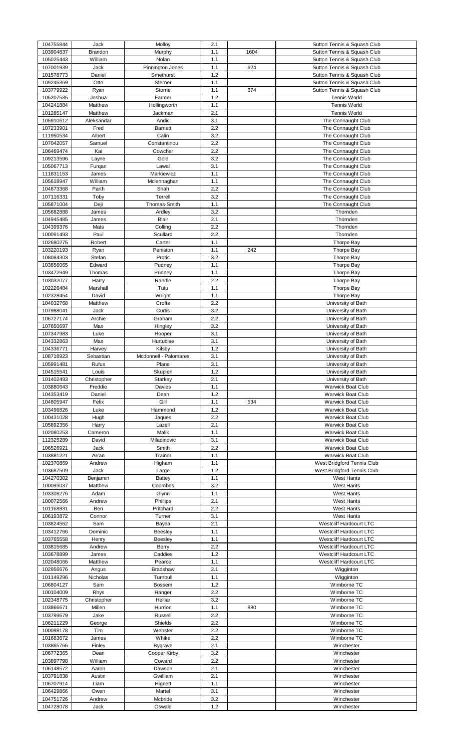| | | | | | |
|---|---|---|---|---|---|
| 104755844 | Jack | Molloy | 2.1 | | Sutton Tennis & Squash Club |
| 103904837 | Brandon | Murphy | 1.1 | 1604 | Sutton Tennis & Squash Club |
| 105025443 | William | Nolan | 1.1 | | Sutton Tennis & Squash Club |
| 107001939 | Jack | Pinnington Jones | 1.1 | 624 | Sutton Tennis & Squash Club |
| 101578773 | Daniel | Smethurst | 1.2 | | Sutton Tennis & Squash Club |
| 109245369 | Otto | Sterner | 1.1 | | Sutton Tennis & Squash Club |
| 103779922 | Ryan | Storrie | 1.1 | 674 | Sutton Tennis & Squash Club |
| 105207535 | Joshua | Farmer | 1.2 | | Tennis World |
| 104241884 | Matthew | Hollingworth | 1.1 | | Tennis World |
| 101285147 | Matthew | Jackman | 2.1 | | Tennis World |
| 105910612 | Aleksandar | Andic | 3.1 | | The Connaught Club |
| 107233901 | Fred | Barnett | 2.2 | | The Connaught Club |
| 111950534 | Albert | Calin | 3.2 | | The Connaught Club |
| 107042057 | Samuel | Constantinou | 2.2 | | The Connaught Club |
| 106469474 | Kai | Cowcher | 2.2 | | The Connaught Club |
| 109213596 | Layne | Gold | 3.2 | | The Connaught Club |
| 105067713 | Furqan | Lawal | 3.1 | | The Connaught Club |
| 111831153 | James | Markiewicz | 1.1 | | The Connaught Club |
| 105618947 | William | Mclennaghan | 1.1 | | The Connaught Club |
| 104873368 | Parth | Shah | 2.2 | | The Connaught Club |
| 107116331 | Toby | Terrell | 3.2 | | The Connaught Club |
| 105871004 | Deji | Thomas-Smith | 1.1 | | The Connaught Club |
| 105682888 | James | Ardley | 3.2 | | Thornden |
| 104945485 | James | Blair | 2.1 | | Thornden |
| 104399376 | Mats | Colling | 2.2 | | Thornden |
| 100091493 | Paul | Scullard | 2.2 | | Thornden |
| 102680275 | Robert | Carter | 1.1 | | Thorpe Bay |
| 103220193 | Ryan | Peniston | 1.1 | 242 | Thorpe Bay |
| 108084303 | Stefan | Protic | 3.2 | | Thorpe Bay |
| 103856065 | Edward | Pudney | 1.1 | | Thorpe Bay |
| 103472949 | Thomas | Pudney | 1.1 | | Thorpe Bay |
| 103032077 | Harry | Randle | 2.2 | | Thorpe Bay |
| 102226484 | Marshall | Tutu | 1.1 | | Thorpe Bay |
| 102328454 | David | Wright | 1.1 | | Thorpe Bay |
| 104032768 | Matthew | Crofts | 2.2 | | University of Bath |
| 107988041 | Jack | Curtis | 3.2 | | University of Bath |
| 106727174 | Archie | Graham | 2.2 | | University of Bath |
| 107650697 | Max | Hingley | 3.2 | | University of Bath |
| 107347983 | Luke | Hooper | 3.1 | | University of Bath |
| 104332863 | Max | Hurtubise | 3.1 | | University of Bath |
| 104336771 | Harvey | Kilsby | 1.2 | | University of Bath |
| 108718923 | Sebastian | Mcdonnell - Palomares | 3.1 | | University of Bath |
| 105991481 | Rufus | Plane | 3.1 | | University of Bath |
| 104515541 | Louis | Skupien | 1.2 | | University of Bath |
| 101402493 | Christopher | Starkey | 2.1 | | University of Bath |
| 103880643 | Freddie | Davies | 1.1 | | Warwick Boat Club |
| 104353419 | Daniel | Dean | 1.2 | | Warwick Boat Club |
| 104805947 | Felix | Gill | 1.1 | 534 | Warwick Boat Club |
| 103496826 | Luke | Hammond | 1.2 | | Warwick Boat Club |
| 100431028 | Hugh | Jaques | 2.2 | | Warwick Boat Club |
| 105892356 | Harry | Lazell | 2.1 | | Warwick Boat Club |
| 102080253 | Cameron | Malik | 1.1 | | Warwick Boat Club |
| 112325289 | David | Miladinovic | 3.1 | | Warwick Boat Club |
| 106526921 | Jack | Smith | 2.2 | | Warwick Boat Club |
| 103881221 | Arran | Trainor | 1.1 | | Warwick Boat Club |
| 102370869 | Andrew | Higham | 1.1 | | West Bridgford Tennis Club |
| 103687509 | Jack | Large | 1.2 | | West Bridgford Tennis Club |
| 104270302 | Benjamin | Battey | 1.1 | | West Hants |
| 100093037 | Matthew | Coombes | 3.2 | | West Hants |
| 103308276 | Adam | Glynn | 1.1 | | West Hants |
| 100072566 | Andrew | Phillips | 2.1 | | West Hants |
| 101168831 | Ben | Pritchard | 2.2 | | West Hants |
| 106193872 | Connor | Turner | 3.1 | | West Hants |
| 103824562 | Sam | Bayda | 2.1 | | Westcliff Hardcourt LTC |
| 103412766 | Dominic | Beesley | 1.1 | | Westcliff Hardcourt LTC |
| 103765558 | Henry | Beesley | 1.1 | | Westcliff Hardcourt LTC |
| 103815685 | Andrew | Berry | 2.2 | | Westcliff Hardcourt LTC |
| 103678899 | James | Caddies | 1.2 | | Westcliff Hardcourt LTC |
| 102048066 | Matthew | Pearce | 1.1 | | Westcliff Hardcourt LTC |
| 102956676 | Angus | Bradshaw | 2.1 | | Wigginton |
| 101149296 | Nicholas | Turnbull | 1.1 | | Wigginton |
| 106804127 | Sam | Bossem | 1.2 | | Wimborne TC |
| 100104009 | Rhys | Hanger | 2.2 | | Wimborne TC |
| 102348775 | Christopher | Helliar | 3.2 | | Wimborne TC |
| 103866671 | Millen | Hurrion | 1.1 | 880 | Wimborne TC |
| 103799679 | Jake | Russell | 2.2 | | Wimborne TC |
| 106211229 | George | Shields | 2.2 | | Wimborne TC |
| 100098178 | Tim | Webster | 2.2 | | Wimborne TC |
| 101683672 | James | Whike | 2.2 | | Wimborne TC |
| 103865766 | Finley | Bygrave | 2.1 | | Winchester |
| 106772365 | Dean | Cooper Kirby | 3.2 | | Winchester |
| 103897798 | William | Coward | 2.2 | | Winchester |
| 106148572 | Aaron | Dawson | 2.1 | | Winchester |
| 103791838 | Austin | Gwilliam | 2.1 | | Winchester |
| 106707914 | Liam | Hignett | 1.1 | | Winchester |
| 106429866 | Owen | Martel | 3.1 | | Winchester |
| 104751726 | Andrew | Mcbride | 3.2 | | Winchester |
| 104728078 | Jack | Oswald | 1.2 | | Winchester |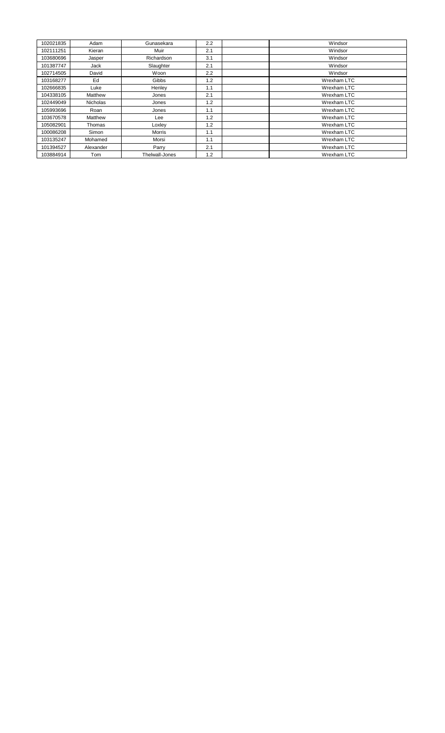| | | | | | |
|---|---|---|---|---|---|
| 102021835 | Adam | Gunasekara | 2.2 | | Windsor |
| 102111251 | Kieran | Muir | 2.1 | | Windsor |
| 103680696 | Jasper | Richardson | 3.1 | | Windsor |
| 101387747 | Jack | Slaughter | 2.1 | | Windsor |
| 102714505 | David | Woon | 2.2 | | Windsor |
| 103168277 | Ed | Gibbs | 1.2 | | Wrexham LTC |
| 102666835 | Luke | Henley | 1.1 | | Wrexham LTC |
| 104338105 | Matthew | Jones | 2.1 | | Wrexham LTC |
| 102449049 | Nicholas | Jones | 1.2 | | Wrexham LTC |
| 105993696 | Roan | Jones | 1.1 | | Wrexham LTC |
| 103670578 | Matthew | Lee | 1.2 | | Wrexham LTC |
| 105082901 | Thomas | Loxley | 1.2 | | Wrexham LTC |
| 100086208 | Simon | Morris | 1.1 | | Wrexham LTC |
| 103135247 | Mohamed | Morsi | 1.1 | | Wrexham LTC |
| 101394527 | Alexander | Parry | 2.1 | | Wrexham LTC |
| 103884914 | Tom | Thelwall-Jones | 1.2 | | Wrexham LTC |